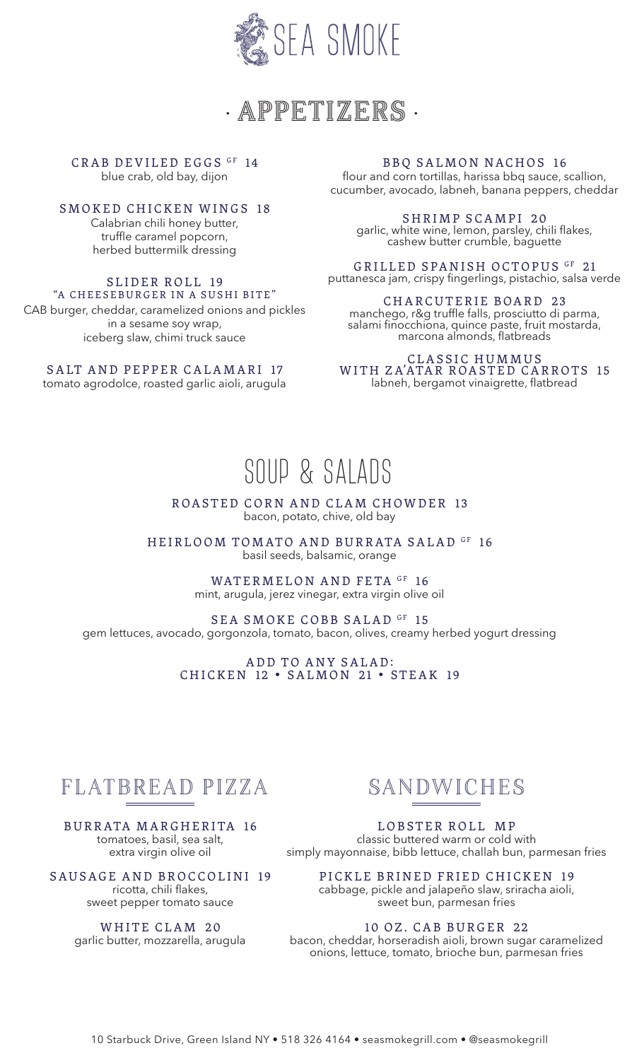# SEA SMOKE

## · APPETIZERS ·

**CRAB DEVILED EGGS** GF **14**
blue crab, old bay, dijon

**SMOKED CHICKEN WINGS 18**
Calabrian chili honey butter, truffle caramel popcorn, herbed buttermilk dressing

**SLIDER ROLL 19**
**"A CHEESEBURGER IN A SUSHI BITE"**
CAB burger, cheddar, caramelized onions and pickles in a sesame soy wrap, iceberg slaw, chimi truck sauce

**SALT AND PEPPER CALAMARI 17**
tomato agrodolce, roasted garlic aioli, arugula

**BBQ SALMON NACHOS 16**
flour and corn tortillas, harissa bbq sauce, scallion, cucumber, avocado, labneh, banana peppers, cheddar

**SHRIMP SCAMPI 20**
garlic, white wine, lemon, parsley, chili flakes, cashew butter crumble, baguette

**GRILLED SPANISH OCTOPUS** GF **21**
puttanesca jam, crispy fingerlings, pistachio, salsa verde

**CHARCUTERIE BOARD 23**
manchego, r&g truffle falls, prosciutto di parma, salami finocchiona, quince paste, fruit mostarda, marcona almonds, flatbreads

**CLASSIC HUMMUS WITH ZA'ATAR ROASTED CARROTS 15**
labneh, bergamot vinaigrette, flatbread

## SOUP & SALADS

**ROASTED CORN AND CLAM CHOWDER 13**
bacon, potato, chive, old bay

**HEIRLOOM TOMATO AND BURRATA SALAD** GF **16**
basil seeds, balsamic, orange

**WATERMELON AND FETA** GF **16**
mint, arugula, jerez vinegar, extra virgin olive oil

**SEA SMOKE COBB SALAD** GF **15**
gem lettuces, avocado, gorgonzola, tomato, bacon, olives, creamy herbed yogurt dressing

**ADD TO ANY SALAD:**
**CHICKEN 12 • SALMON 21 • STEAK 19**

## FLATBREAD PIZZA

**BURRATA MARGHERITA 16**
tomatoes, basil, sea salt, extra virgin olive oil

**SAUSAGE AND BROCCOLINI 19**
ricotta, chili flakes, sweet pepper tomato sauce

**WHITE CLAM 20**
garlic butter, mozzarella, arugula

## SANDWICHES

**LOBSTER ROLL MP**
classic buttered warm or cold with simply mayonnaise, bibb lettuce, challah bun, parmesan fries

**PICKLE BRINED FRIED CHICKEN 19**
cabbage, pickle and jalapeño slaw, sriracha aioli, sweet bun, parmesan fries

**10 OZ. CAB BURGER 22**
bacon, cheddar, horseradish aioli, brown sugar caramelized onions, lettuce, tomato, brioche bun, parmesan fries

10 Starbuck Drive, Green Island NY • 518 326 4164 • seasmokegrill.com • @seasmokegrill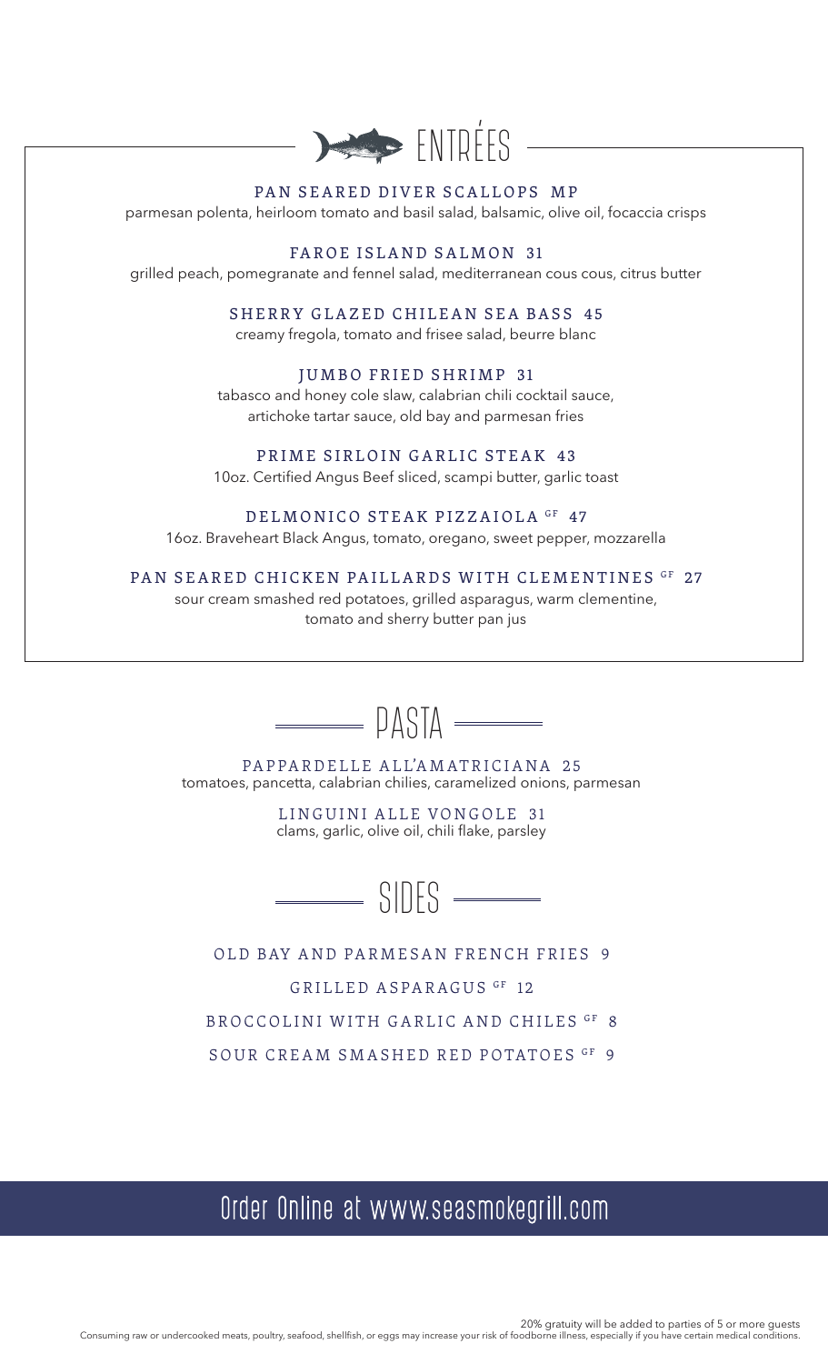# ENTRÉES

### PAN SEARED DIVER SCALLOPS MP

parmesan polenta, heirloom tomato and basil salad, balsamic, olive oil, focaccia crisps

### FAROE ISLAND SALMON 31

grilled peach, pomegranate and fennel salad, mediterranean cous cous, citrus butter

### SHERRY GLAZED CHILEAN SEA BASS 45

creamy fregola, tomato and frisee salad, beurre blanc

### JUMBO FRIED SHRIMP 31

tabasco and honey cole slaw, calabrian chili cocktail sauce, artichoke tartar sauce, old bay and parmesan fries

### PRIME SIRLOIN GARLIC STEAK 43

10oz. Certified Angus Beef sliced, scampi butter, garlic toast

### DELMONICO STEAK PIZZAIOLA GF 47

16oz. Braveheart Black Angus, tomato, oregano, sweet pepper, mozzarella

### PAN SEARED CHICKEN PAILLARDS WITH CLEMENTINES GF 27

sour cream smashed red potatoes, grilled asparagus, warm clementine, tomato and sherry butter pan jus

# PASTA

### PAPPARDELLE ALL'AMATRICIANA 25

tomatoes, pancetta, calabrian chilies, caramelized onions, parmesan

### LINGUINI ALLE VONGOLE 31

clams, garlic, olive oil, chili flake, parsley

# SIDES

OLD BAY AND PARMESAN FRENCH FRIES 9

GRILLED ASPARAGUS GF 12

BROCCOLINI WITH GARLIC AND CHILES GF 8

SOUR CREAM SMASHED RED POTATOES GF 9

## Order Online at www.seasmokegrill.com

20% gratuity will be added to parties of 5 or more guests

Consuming raw or undercooked meats, poultry, seafood, shellfish, or eggs may increase your risk of foodborne illness, especially if you have certain medical conditions.